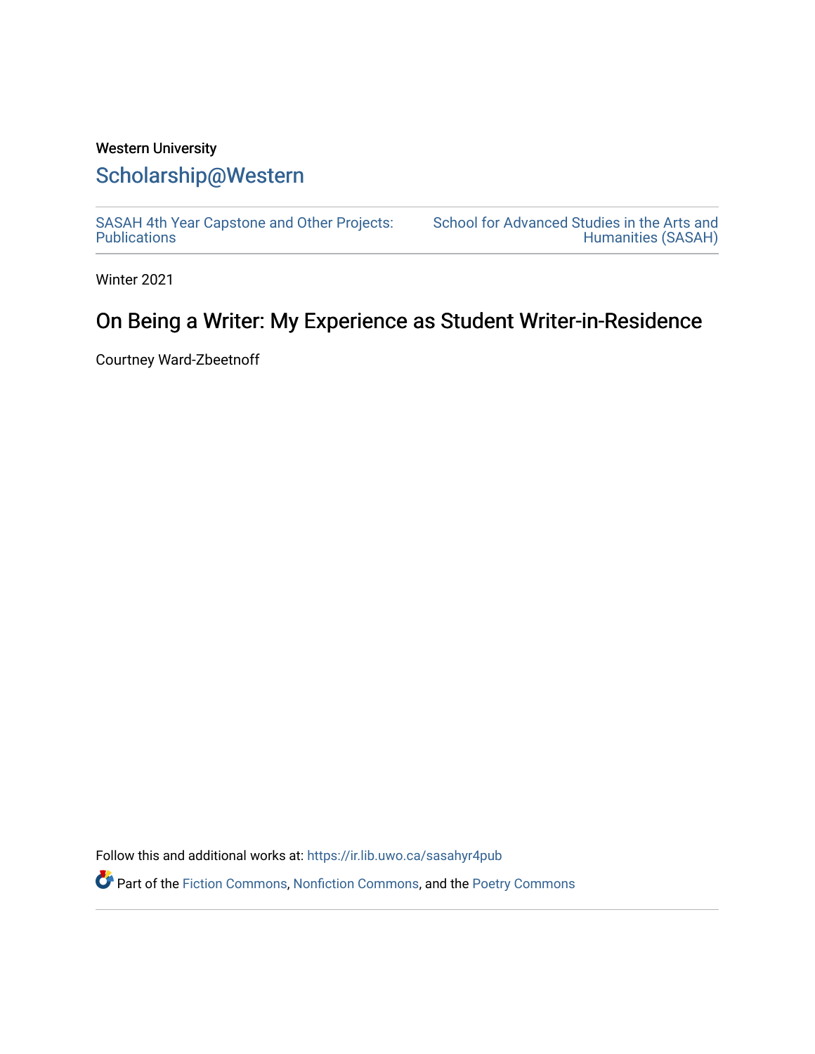Western University

# Scholarship@Western

SASAH 4th Year Capstone and Other Projects: Publications

School for Advanced Studies in the Arts and Humanities (SASAH)

Winter 2021

## On Being a Writer: My Experience as Student Writer-in-Residence

Courtney Ward-Zbeetnoff

Follow this and additional works at: https://ir.lib.uwo.ca/sasahyr4pub

Part of the Fiction Commons, Nonfiction Commons, and the Poetry Commons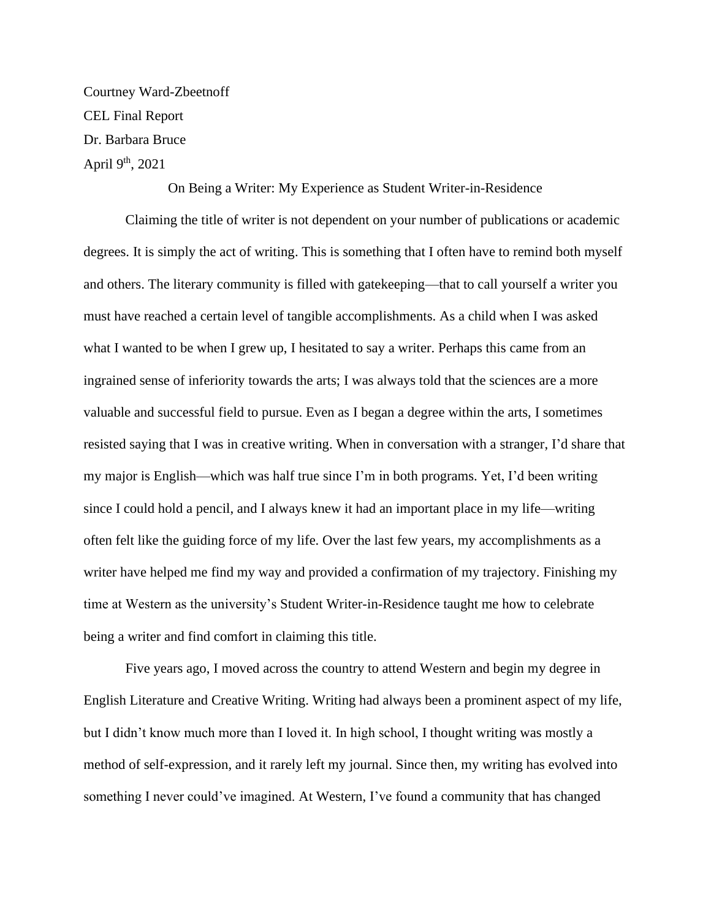Courtney Ward-Zbeetnoff

CEL Final Report

Dr. Barbara Bruce

April 9th, 2021

On Being a Writer: My Experience as Student Writer-in-Residence

Claiming the title of writer is not dependent on your number of publications or academic degrees. It is simply the act of writing. This is something that I often have to remind both myself and others. The literary community is filled with gatekeeping—that to call yourself a writer you must have reached a certain level of tangible accomplishments. As a child when I was asked what I wanted to be when I grew up, I hesitated to say a writer. Perhaps this came from an ingrained sense of inferiority towards the arts; I was always told that the sciences are a more valuable and successful field to pursue. Even as I began a degree within the arts, I sometimes resisted saying that I was in creative writing. When in conversation with a stranger, I'd share that my major is English—which was half true since I'm in both programs. Yet, I'd been writing since I could hold a pencil, and I always knew it had an important place in my life—writing often felt like the guiding force of my life. Over the last few years, my accomplishments as a writer have helped me find my way and provided a confirmation of my trajectory. Finishing my time at Western as the university's Student Writer-in-Residence taught me how to celebrate being a writer and find comfort in claiming this title.

Five years ago, I moved across the country to attend Western and begin my degree in English Literature and Creative Writing. Writing had always been a prominent aspect of my life, but I didn't know much more than I loved it. In high school, I thought writing was mostly a method of self-expression, and it rarely left my journal. Since then, my writing has evolved into something I never could've imagined. At Western, I've found a community that has changed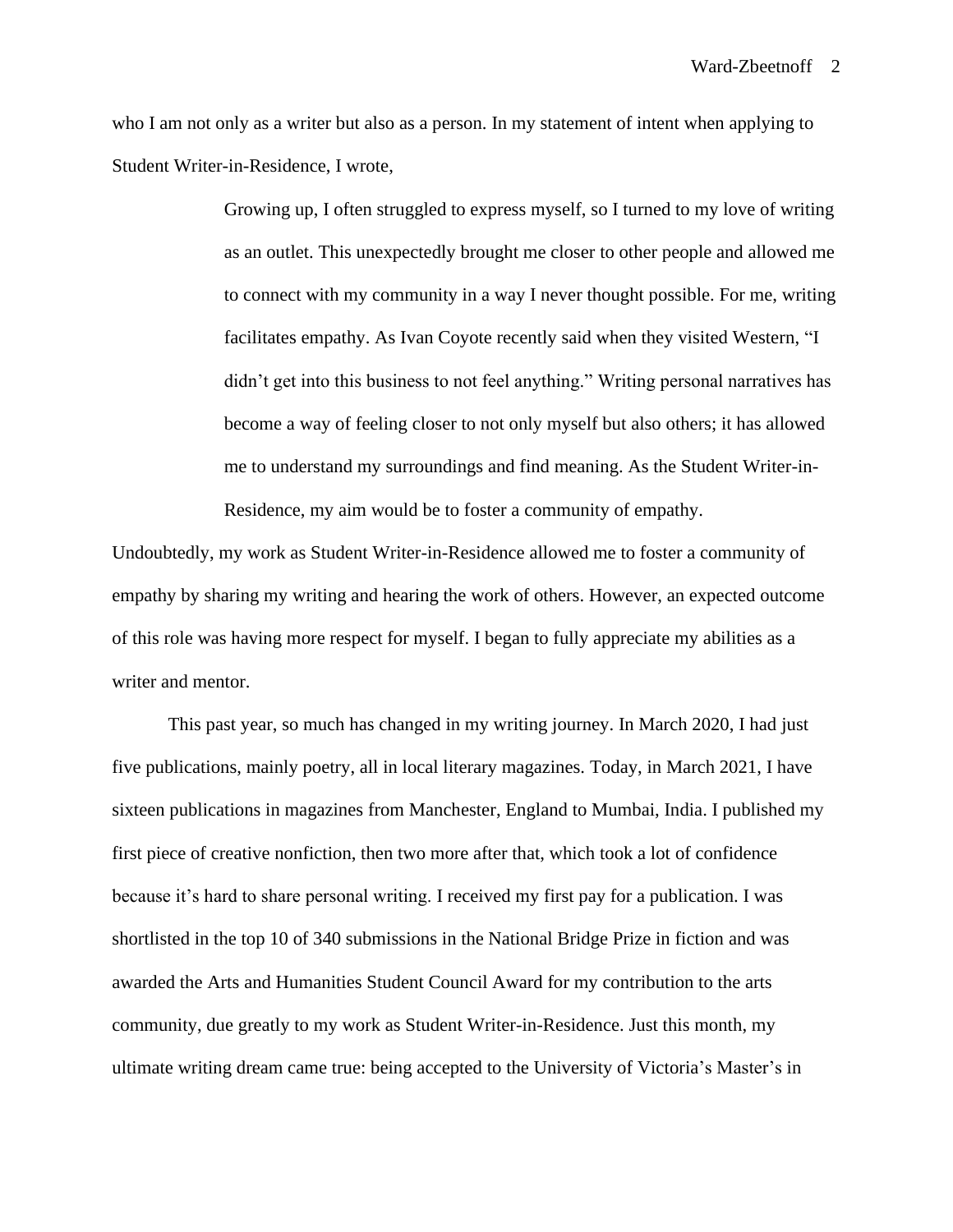who I am not only as a writer but also as a person. In my statement of intent when applying to Student Writer-in-Residence, I wrote,

> Growing up, I often struggled to express myself, so I turned to my love of writing as an outlet. This unexpectedly brought me closer to other people and allowed me to connect with my community in a way I never thought possible. For me, writing facilitates empathy. As Ivan Coyote recently said when they visited Western, "I didn't get into this business to not feel anything." Writing personal narratives has become a way of feeling closer to not only myself but also others; it has allowed me to understand my surroundings and find meaning. As the Student Writer-in-Residence, my aim would be to foster a community of empathy.

Undoubtedly, my work as Student Writer-in-Residence allowed me to foster a community of empathy by sharing my writing and hearing the work of others. However, an expected outcome of this role was having more respect for myself. I began to fully appreciate my abilities as a writer and mentor.

This past year, so much has changed in my writing journey. In March 2020, I had just five publications, mainly poetry, all in local literary magazines. Today, in March 2021, I have sixteen publications in magazines from Manchester, England to Mumbai, India. I published my first piece of creative nonfiction, then two more after that, which took a lot of confidence because it's hard to share personal writing. I received my first pay for a publication. I was shortlisted in the top 10 of 340 submissions in the National Bridge Prize in fiction and was awarded the Arts and Humanities Student Council Award for my contribution to the arts community, due greatly to my work as Student Writer-in-Residence. Just this month, my ultimate writing dream came true: being accepted to the University of Victoria's Master's in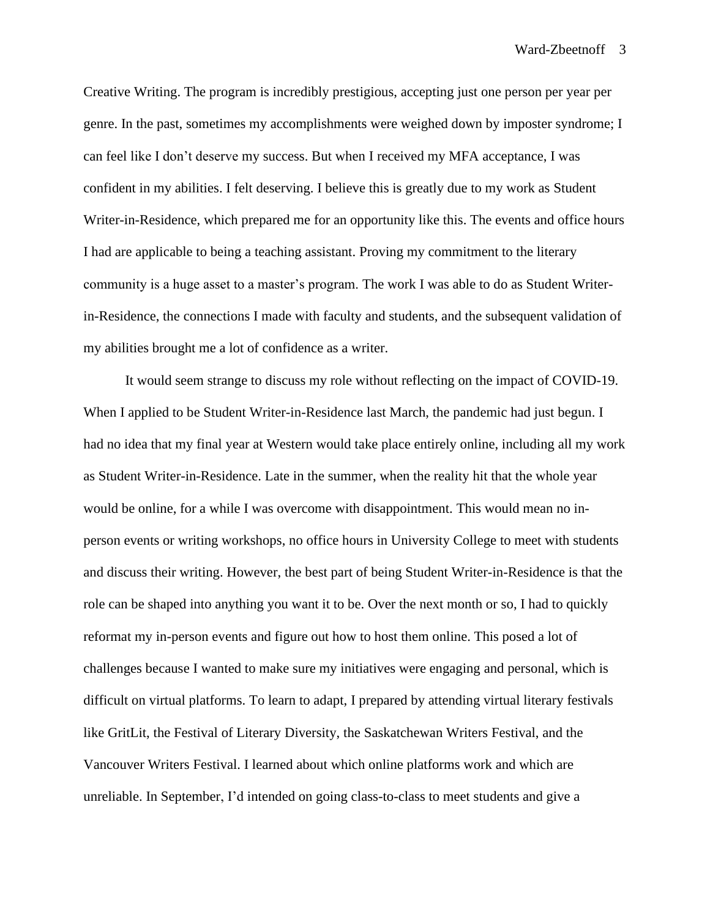Creative Writing. The program is incredibly prestigious, accepting just one person per year per genre. In the past, sometimes my accomplishments were weighed down by imposter syndrome; I can feel like I don't deserve my success. But when I received my MFA acceptance, I was confident in my abilities. I felt deserving. I believe this is greatly due to my work as Student Writer-in-Residence, which prepared me for an opportunity like this. The events and office hours I had are applicable to being a teaching assistant. Proving my commitment to the literary community is a huge asset to a master's program. The work I was able to do as Student Writer-in-Residence, the connections I made with faculty and students, and the subsequent validation of my abilities brought me a lot of confidence as a writer.

It would seem strange to discuss my role without reflecting on the impact of COVID-19. When I applied to be Student Writer-in-Residence last March, the pandemic had just begun. I had no idea that my final year at Western would take place entirely online, including all my work as Student Writer-in-Residence. Late in the summer, when the reality hit that the whole year would be online, for a while I was overcome with disappointment. This would mean no in-person events or writing workshops, no office hours in University College to meet with students and discuss their writing. However, the best part of being Student Writer-in-Residence is that the role can be shaped into anything you want it to be. Over the next month or so, I had to quickly reformat my in-person events and figure out how to host them online. This posed a lot of challenges because I wanted to make sure my initiatives were engaging and personal, which is difficult on virtual platforms. To learn to adapt, I prepared by attending virtual literary festivals like GritLit, the Festival of Literary Diversity, the Saskatchewan Writers Festival, and the Vancouver Writers Festival. I learned about which online platforms work and which are unreliable. In September, I'd intended on going class-to-class to meet students and give a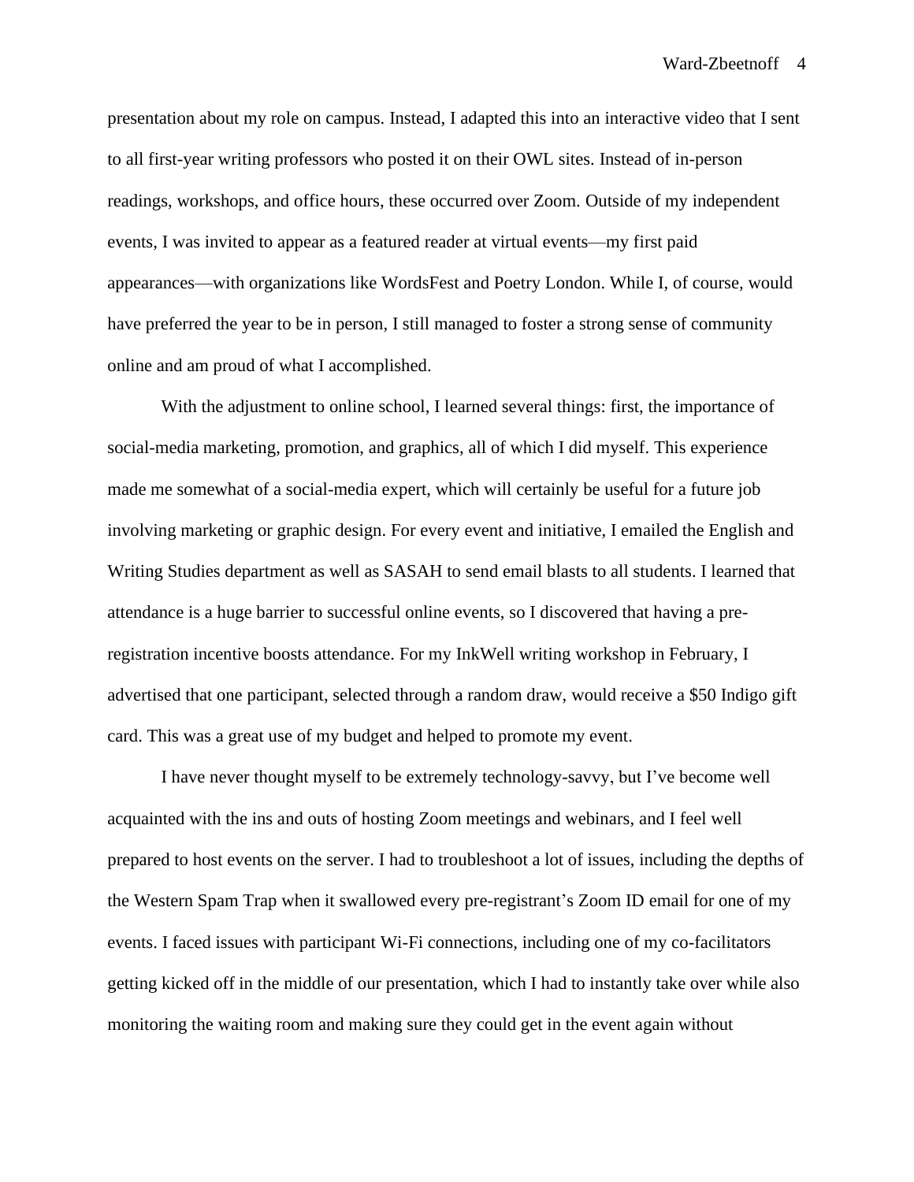presentation about my role on campus. Instead, I adapted this into an interactive video that I sent to all first-year writing professors who posted it on their OWL sites. Instead of in-person readings, workshops, and office hours, these occurred over Zoom. Outside of my independent events, I was invited to appear as a featured reader at virtual events—my first paid appearances—with organizations like WordsFest and Poetry London. While I, of course, would have preferred the year to be in person, I still managed to foster a strong sense of community online and am proud of what I accomplished.

With the adjustment to online school, I learned several things: first, the importance of social-media marketing, promotion, and graphics, all of which I did myself. This experience made me somewhat of a social-media expert, which will certainly be useful for a future job involving marketing or graphic design. For every event and initiative, I emailed the English and Writing Studies department as well as SASAH to send email blasts to all students. I learned that attendance is a huge barrier to successful online events, so I discovered that having a pre-registration incentive boosts attendance. For my InkWell writing workshop in February, I advertised that one participant, selected through a random draw, would receive a $50 Indigo gift card. This was a great use of my budget and helped to promote my event.

I have never thought myself to be extremely technology-savvy, but I've become well acquainted with the ins and outs of hosting Zoom meetings and webinars, and I feel well prepared to host events on the server. I had to troubleshoot a lot of issues, including the depths of the Western Spam Trap when it swallowed every pre-registrant's Zoom ID email for one of my events. I faced issues with participant Wi-Fi connections, including one of my co-facilitators getting kicked off in the middle of our presentation, which I had to instantly take over while also monitoring the waiting room and making sure they could get in the event again without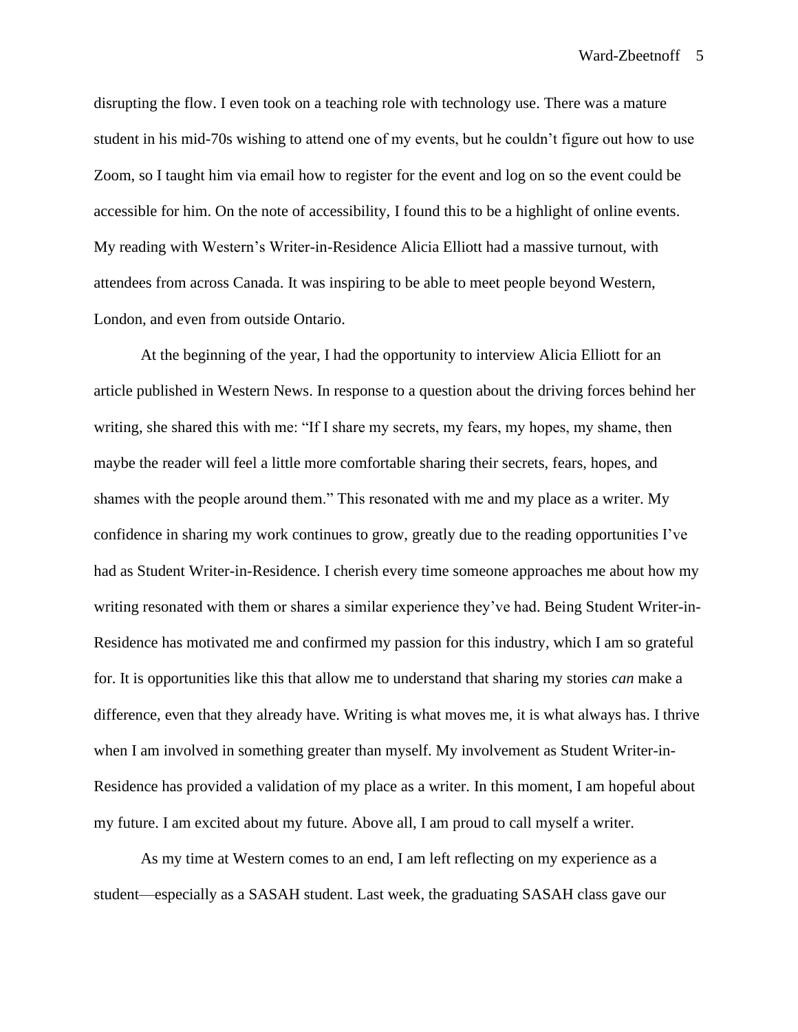disrupting the flow. I even took on a teaching role with technology use. There was a mature student in his mid-70s wishing to attend one of my events, but he couldn't figure out how to use Zoom, so I taught him via email how to register for the event and log on so the event could be accessible for him. On the note of accessibility, I found this to be a highlight of online events. My reading with Western's Writer-in-Residence Alicia Elliott had a massive turnout, with attendees from across Canada. It was inspiring to be able to meet people beyond Western, London, and even from outside Ontario.

At the beginning of the year, I had the opportunity to interview Alicia Elliott for an article published in Western News. In response to a question about the driving forces behind her writing, she shared this with me: "If I share my secrets, my fears, my hopes, my shame, then maybe the reader will feel a little more comfortable sharing their secrets, fears, hopes, and shames with the people around them." This resonated with me and my place as a writer. My confidence in sharing my work continues to grow, greatly due to the reading opportunities I've had as Student Writer-in-Residence. I cherish every time someone approaches me about how my writing resonated with them or shares a similar experience they've had. Being Student Writer-in-Residence has motivated me and confirmed my passion for this industry, which I am so grateful for. It is opportunities like this that allow me to understand that sharing my stories *can* make a difference, even that they already have. Writing is what moves me, it is what always has. I thrive when I am involved in something greater than myself. My involvement as Student Writer-in-Residence has provided a validation of my place as a writer. In this moment, I am hopeful about my future. I am excited about my future. Above all, I am proud to call myself a writer.

As my time at Western comes to an end, I am left reflecting on my experience as a student—especially as a SASAH student. Last week, the graduating SASAH class gave our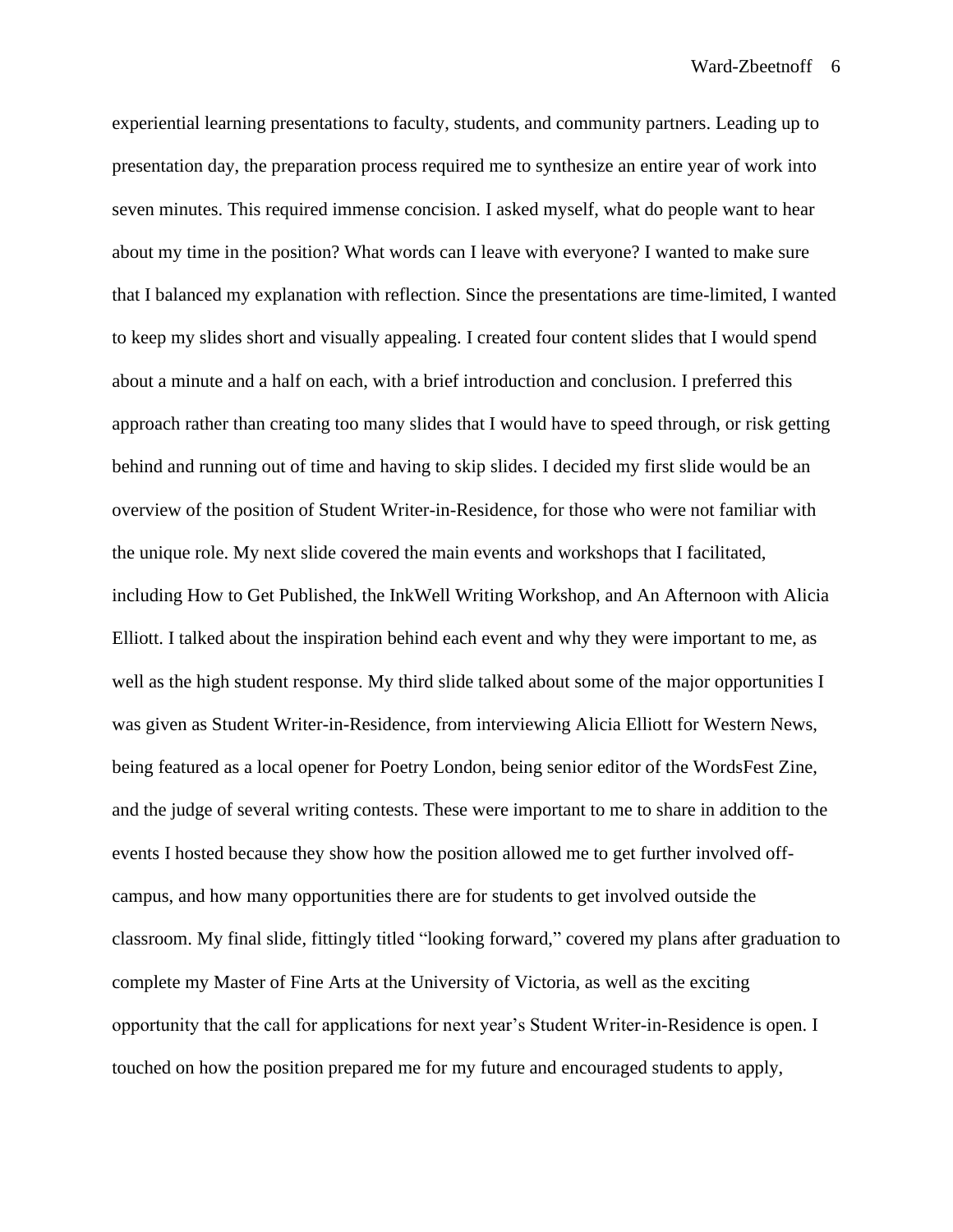experiential learning presentations to faculty, students, and community partners. Leading up to presentation day, the preparation process required me to synthesize an entire year of work into seven minutes. This required immense concision. I asked myself, what do people want to hear about my time in the position? What words can I leave with everyone? I wanted to make sure that I balanced my explanation with reflection. Since the presentations are time-limited, I wanted to keep my slides short and visually appealing. I created four content slides that I would spend about a minute and a half on each, with a brief introduction and conclusion. I preferred this approach rather than creating too many slides that I would have to speed through, or risk getting behind and running out of time and having to skip slides. I decided my first slide would be an overview of the position of Student Writer-in-Residence, for those who were not familiar with the unique role. My next slide covered the main events and workshops that I facilitated, including How to Get Published, the InkWell Writing Workshop, and An Afternoon with Alicia Elliott. I talked about the inspiration behind each event and why they were important to me, as well as the high student response. My third slide talked about some of the major opportunities I was given as Student Writer-in-Residence, from interviewing Alicia Elliott for Western News, being featured as a local opener for Poetry London, being senior editor of the WordsFest Zine, and the judge of several writing contests. These were important to me to share in addition to the events I hosted because they show how the position allowed me to get further involved off-campus, and how many opportunities there are for students to get involved outside the classroom. My final slide, fittingly titled "looking forward," covered my plans after graduation to complete my Master of Fine Arts at the University of Victoria, as well as the exciting opportunity that the call for applications for next year's Student Writer-in-Residence is open. I touched on how the position prepared me for my future and encouraged students to apply,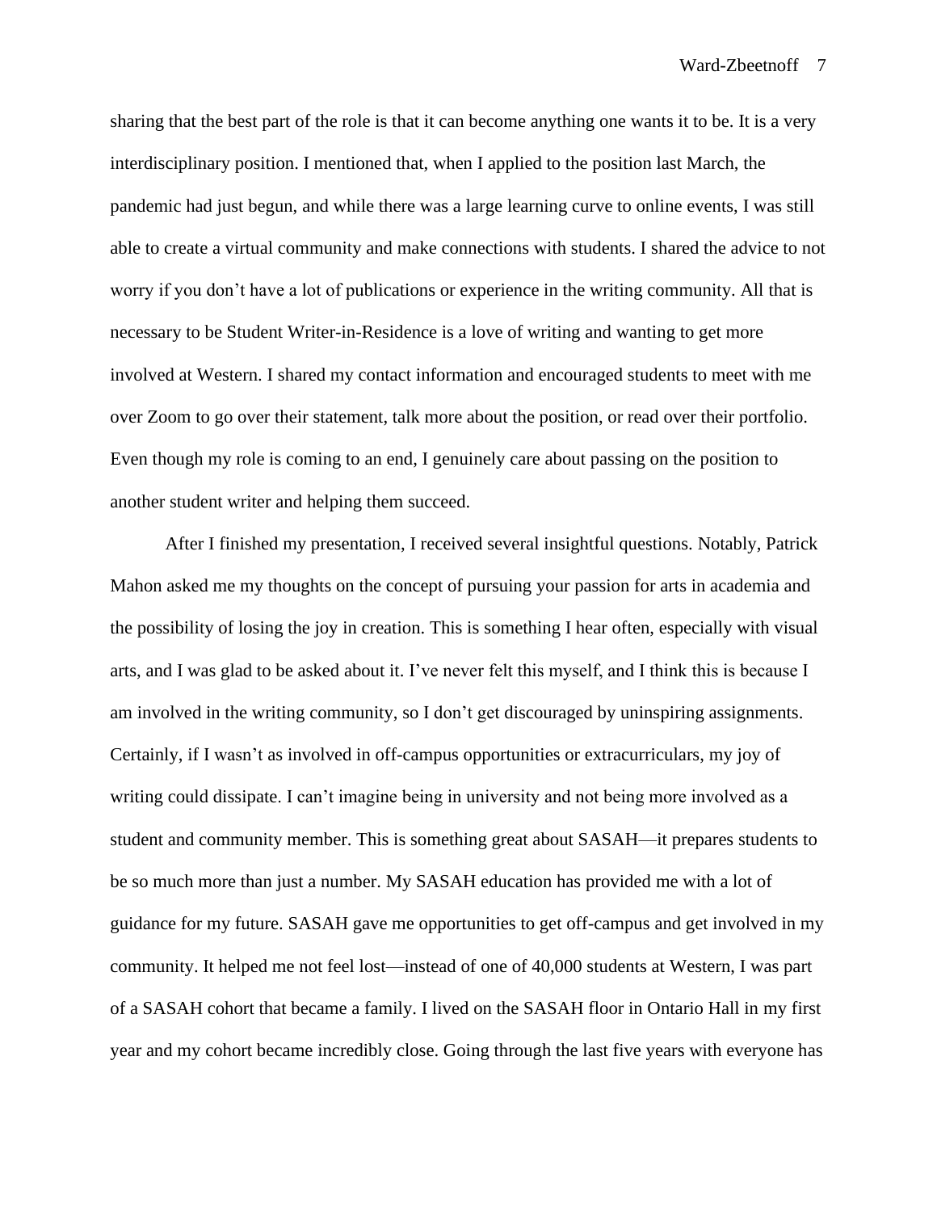sharing that the best part of the role is that it can become anything one wants it to be. It is a very interdisciplinary position. I mentioned that, when I applied to the position last March, the pandemic had just begun, and while there was a large learning curve to online events, I was still able to create a virtual community and make connections with students. I shared the advice to not worry if you don't have a lot of publications or experience in the writing community. All that is necessary to be Student Writer-in-Residence is a love of writing and wanting to get more involved at Western. I shared my contact information and encouraged students to meet with me over Zoom to go over their statement, talk more about the position, or read over their portfolio. Even though my role is coming to an end, I genuinely care about passing on the position to another student writer and helping them succeed.

After I finished my presentation, I received several insightful questions. Notably, Patrick Mahon asked me my thoughts on the concept of pursuing your passion for arts in academia and the possibility of losing the joy in creation. This is something I hear often, especially with visual arts, and I was glad to be asked about it. I've never felt this myself, and I think this is because I am involved in the writing community, so I don't get discouraged by uninspiring assignments. Certainly, if I wasn't as involved in off-campus opportunities or extracurriculars, my joy of writing could dissipate. I can't imagine being in university and not being more involved as a student and community member. This is something great about SASAH—it prepares students to be so much more than just a number. My SASAH education has provided me with a lot of guidance for my future. SASAH gave me opportunities to get off-campus and get involved in my community. It helped me not feel lost—instead of one of 40,000 students at Western, I was part of a SASAH cohort that became a family. I lived on the SASAH floor in Ontario Hall in my first year and my cohort became incredibly close. Going through the last five years with everyone has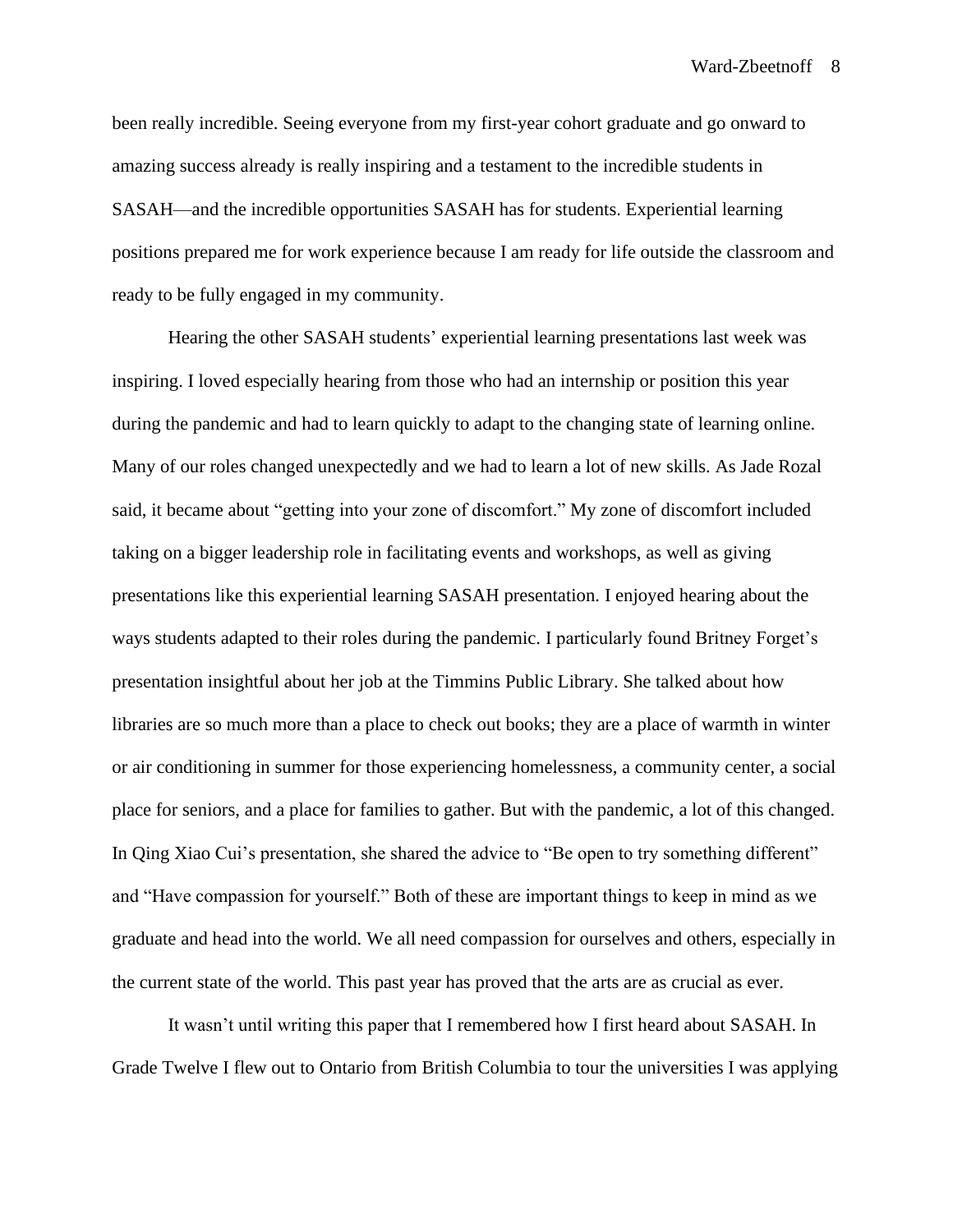been really incredible. Seeing everyone from my first-year cohort graduate and go onward to amazing success already is really inspiring and a testament to the incredible students in SASAH—and the incredible opportunities SASAH has for students. Experiential learning positions prepared me for work experience because I am ready for life outside the classroom and ready to be fully engaged in my community.

Hearing the other SASAH students' experiential learning presentations last week was inspiring. I loved especially hearing from those who had an internship or position this year during the pandemic and had to learn quickly to adapt to the changing state of learning online. Many of our roles changed unexpectedly and we had to learn a lot of new skills. As Jade Rozal said, it became about "getting into your zone of discomfort." My zone of discomfort included taking on a bigger leadership role in facilitating events and workshops, as well as giving presentations like this experiential learning SASAH presentation. I enjoyed hearing about the ways students adapted to their roles during the pandemic. I particularly found Britney Forget's presentation insightful about her job at the Timmins Public Library. She talked about how libraries are so much more than a place to check out books; they are a place of warmth in winter or air conditioning in summer for those experiencing homelessness, a community center, a social place for seniors, and a place for families to gather. But with the pandemic, a lot of this changed. In Qing Xiao Cui's presentation, she shared the advice to "Be open to try something different" and "Have compassion for yourself." Both of these are important things to keep in mind as we graduate and head into the world. We all need compassion for ourselves and others, especially in the current state of the world. This past year has proved that the arts are as crucial as ever.

It wasn't until writing this paper that I remembered how I first heard about SASAH. In Grade Twelve I flew out to Ontario from British Columbia to tour the universities I was applying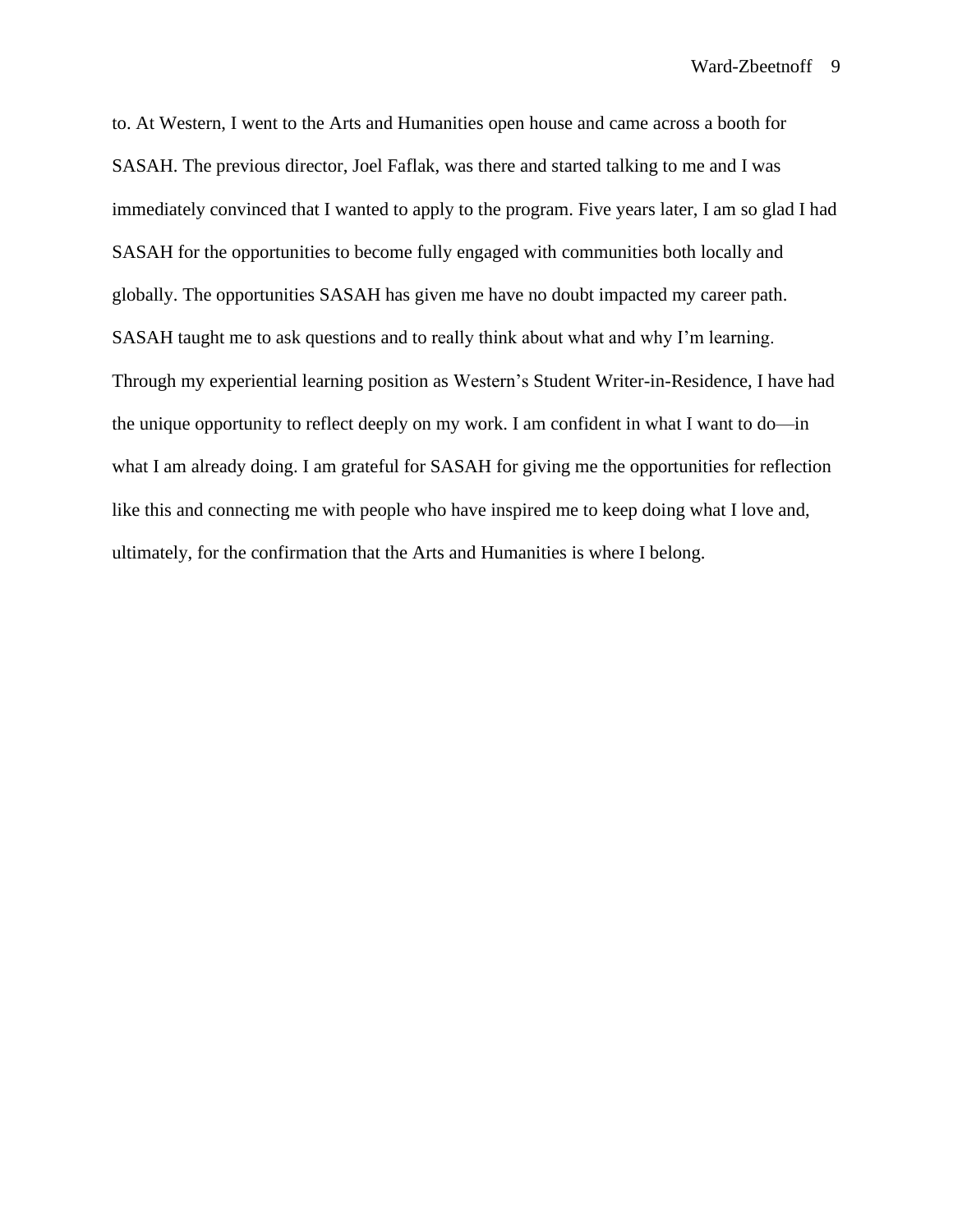to. At Western, I went to the Arts and Humanities open house and came across a booth for SASAH. The previous director, Joel Faflak, was there and started talking to me and I was immediately convinced that I wanted to apply to the program. Five years later, I am so glad I had SASAH for the opportunities to become fully engaged with communities both locally and globally. The opportunities SASAH has given me have no doubt impacted my career path. SASAH taught me to ask questions and to really think about what and why I'm learning. Through my experiential learning position as Western's Student Writer-in-Residence, I have had the unique opportunity to reflect deeply on my work. I am confident in what I want to do—in what I am already doing. I am grateful for SASAH for giving me the opportunities for reflection like this and connecting me with people who have inspired me to keep doing what I love and, ultimately, for the confirmation that the Arts and Humanities is where I belong.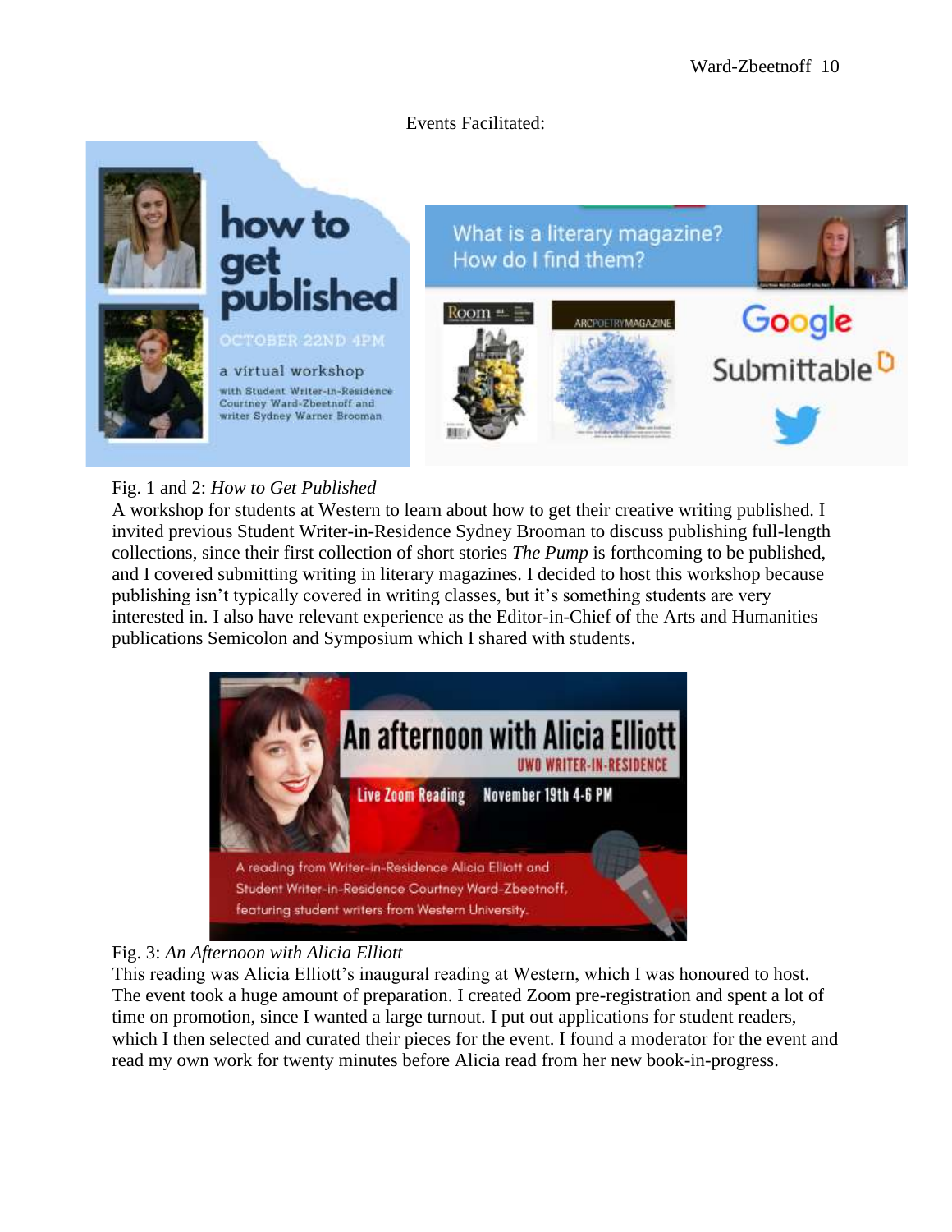Events Facilitated:

Fig. 1 and 2: *How to Get Published*

A workshop for students at Western to learn about how to get their creative writing published. I invited previous Student Writer-in-Residence Sydney Brooman to discuss publishing full-length collections, since their first collection of short stories *The Pump* is forthcoming to be published, and I covered submitting writing in literary magazines. I decided to host this workshop because publishing isn't typically covered in writing classes, but it's something students are very interested in. I also have relevant experience as the Editor-in-Chief of the Arts and Humanities publications Semicolon and Symposium which I shared with students.

Fig. 3: *An Afternoon with Alicia Elliott*

This reading was Alicia Elliott's inaugural reading at Western, which I was honoured to host. The event took a huge amount of preparation. I created Zoom pre-registration and spent a lot of time on promotion, since I wanted a large turnout. I put out applications for student readers, which I then selected and curated their pieces for the event. I found a moderator for the event and read my own work for twenty minutes before Alicia read from her new book-in-progress.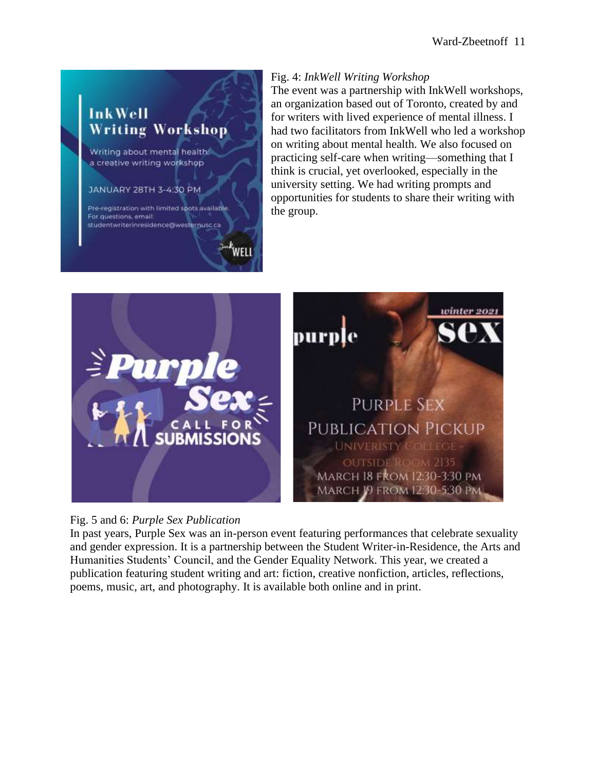Fig. 4: *InkWell Writing Workshop*

The event was a partnership with InkWell workshops, an organization based out of Toronto, created by and for writers with lived experience of mental illness. I had two facilitators from InkWell who led a workshop on writing about mental health. We also focused on practicing self-care when writing—something that I think is crucial, yet overlooked, especially in the university setting. We had writing prompts and opportunities for students to share their writing with the group.

Fig. 5 and 6: *Purple Sex Publication*

In past years, Purple Sex was an in-person event featuring performances that celebrate sexuality and gender expression. It is a partnership between the Student Writer-in-Residence, the Arts and Humanities Students' Council, and the Gender Equality Network. This year, we created a publication featuring student writing and art: fiction, creative nonfiction, articles, reflections, poems, music, art, and photography. It is available both online and in print.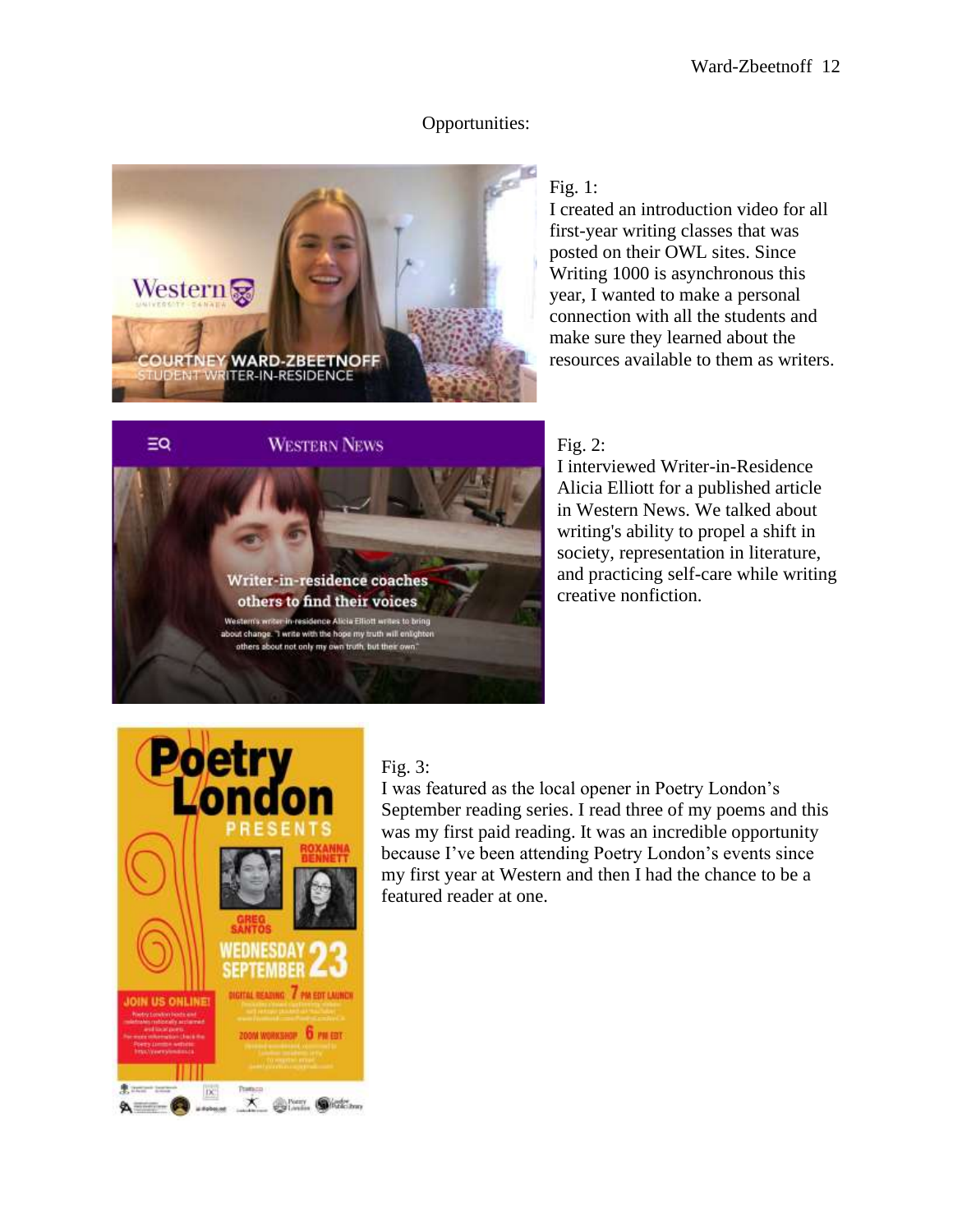Opportunities:

Fig. 1:
I created an introduction video for all first-year writing classes that was posted on their OWL sites. Since Writing 1000 is asynchronous this year, I wanted to make a personal connection with all the students and make sure they learned about the resources available to them as writers.

Fig. 2:
I interviewed Writer-in-Residence Alicia Elliott for a published article in Western News. We talked about writing's ability to propel a shift in society, representation in literature, and practicing self-care while writing creative nonfiction.

Fig. 3:
I was featured as the local opener in Poetry London's September reading series. I read three of my poems and this was my first paid reading. It was an incredible opportunity because I've been attending Poetry London's events since my first year at Western and then I had the chance to be a featured reader at one.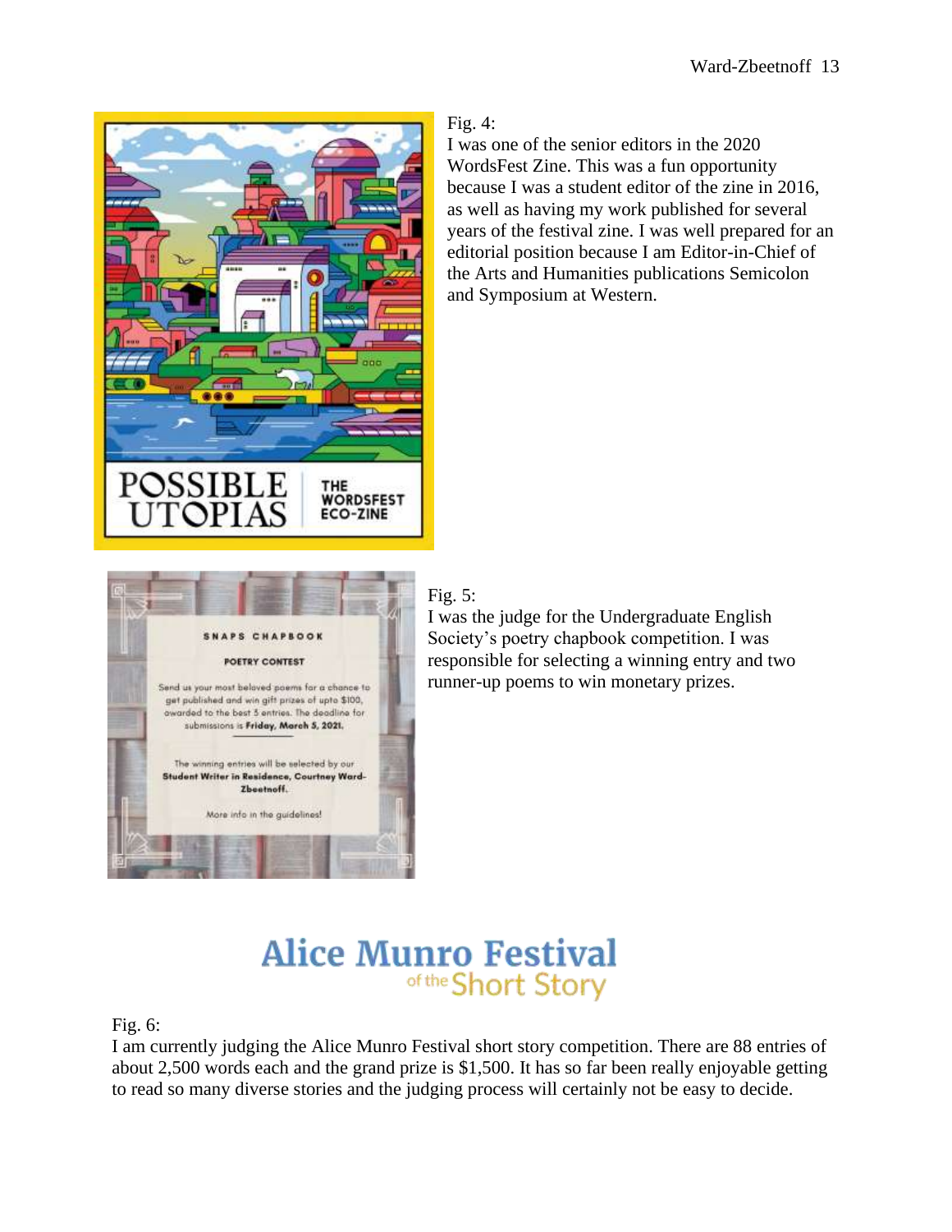Fig. 4:
I was one of the senior editors in the 2020 WordsFest Zine. This was a fun opportunity because I was a student editor of the zine in 2016, as well as having my work published for several years of the festival zine. I was well prepared for an editorial position because I am Editor-in-Chief of the Arts and Humanities publications Semicolon and Symposium at Western.

Fig. 5:
I was the judge for the Undergraduate English Society's poetry chapbook competition. I was responsible for selecting a winning entry and two runner-up poems to win monetary prizes.

Fig. 6:
I am currently judging the Alice Munro Festival short story competition. There are 88 entries of about 2,500 words each and the grand prize is $1,500. It has so far been really enjoyable getting to read so many diverse stories and the judging process will certainly not be easy to decide.